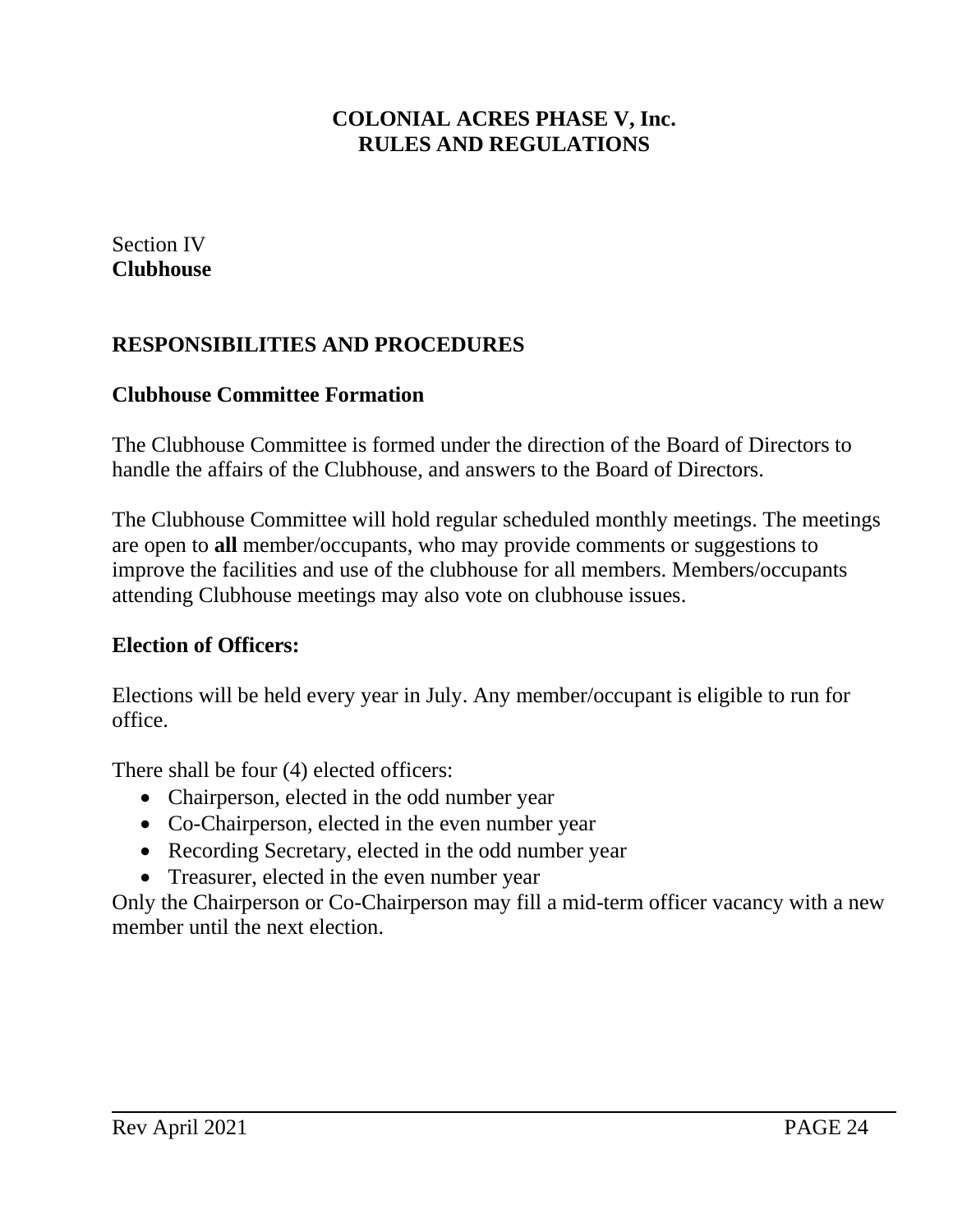# COLONIAL ACRES PHASE V, Inc.
# RULES AND REGULATIONS

Section IV
**Clubhouse**

## RESPONSIBILITIES AND PROCEDURES

### Clubhouse Committee Formation

The Clubhouse Committee is formed under the direction of the Board of Directors to handle the affairs of the Clubhouse, and answers to the Board of Directors.

The Clubhouse Committee will hold regular scheduled monthly meetings. The meetings are open to **all** member/occupants, who may provide comments or suggestions to improve the facilities and use of the clubhouse for all members. Members/occupants attending Clubhouse meetings may also vote on clubhouse issues.

### Election of Officers:

Elections will be held every year in July. Any member/occupant is eligible to run for office.

There shall be four (4) elected officers:

- Chairperson, elected in the odd number year
- Co-Chairperson, elected in the even number year
- Recording Secretary, elected in the odd number year
- Treasurer, elected in the even number year

Only the Chairperson or Co-Chairperson may fill a mid-term officer vacancy with a new member until the next election.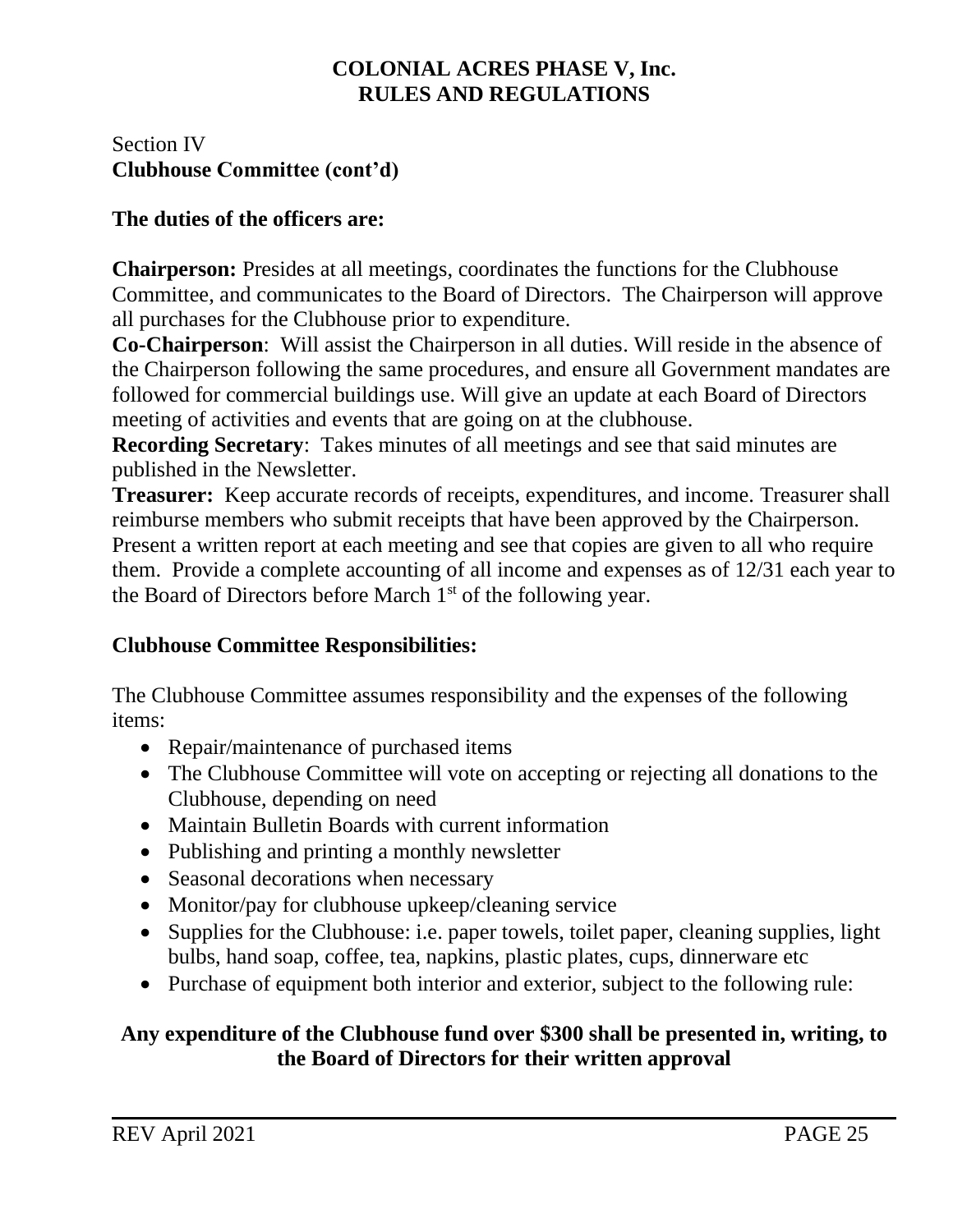**COLONIAL ACRES PHASE V, Inc.**
**RULES AND REGULATIONS**

Section IV
**Clubhouse Committee (cont'd)**

**The duties of the officers are:**

**Chairperson:** Presides at all meetings, coordinates the functions for the Clubhouse Committee, and communicates to the Board of Directors. The Chairperson will approve all purchases for the Clubhouse prior to expenditure.
**Co-Chairperson**: Will assist the Chairperson in all duties. Will reside in the absence of the Chairperson following the same procedures, and ensure all Government mandates are followed for commercial buildings use. Will give an update at each Board of Directors meeting of activities and events that are going on at the clubhouse.
**Recording Secretary**: Takes minutes of all meetings and see that said minutes are published in the Newsletter.
**Treasurer:** Keep accurate records of receipts, expenditures, and income. Treasurer shall reimburse members who submit receipts that have been approved by the Chairperson. Present a written report at each meeting and see that copies are given to all who require them. Provide a complete accounting of all income and expenses as of 12/31 each year to the Board of Directors before March 1st of the following year.

**Clubhouse Committee Responsibilities:**

The Clubhouse Committee assumes responsibility and the expenses of the following items:

- Repair/maintenance of purchased items
- The Clubhouse Committee will vote on accepting or rejecting all donations to the Clubhouse, depending on need
- Maintain Bulletin Boards with current information
- Publishing and printing a monthly newsletter
- Seasonal decorations when necessary
- Monitor/pay for clubhouse upkeep/cleaning service
- Supplies for the Clubhouse: i.e. paper towels, toilet paper, cleaning supplies, light bulbs, hand soap, coffee, tea, napkins, plastic plates, cups, dinnerware etc
- Purchase of equipment both interior and exterior, subject to the following rule:

**Any expenditure of the Clubhouse fund over $300 shall be presented in, writing, to the Board of Directors for their written approval**

REV April 2021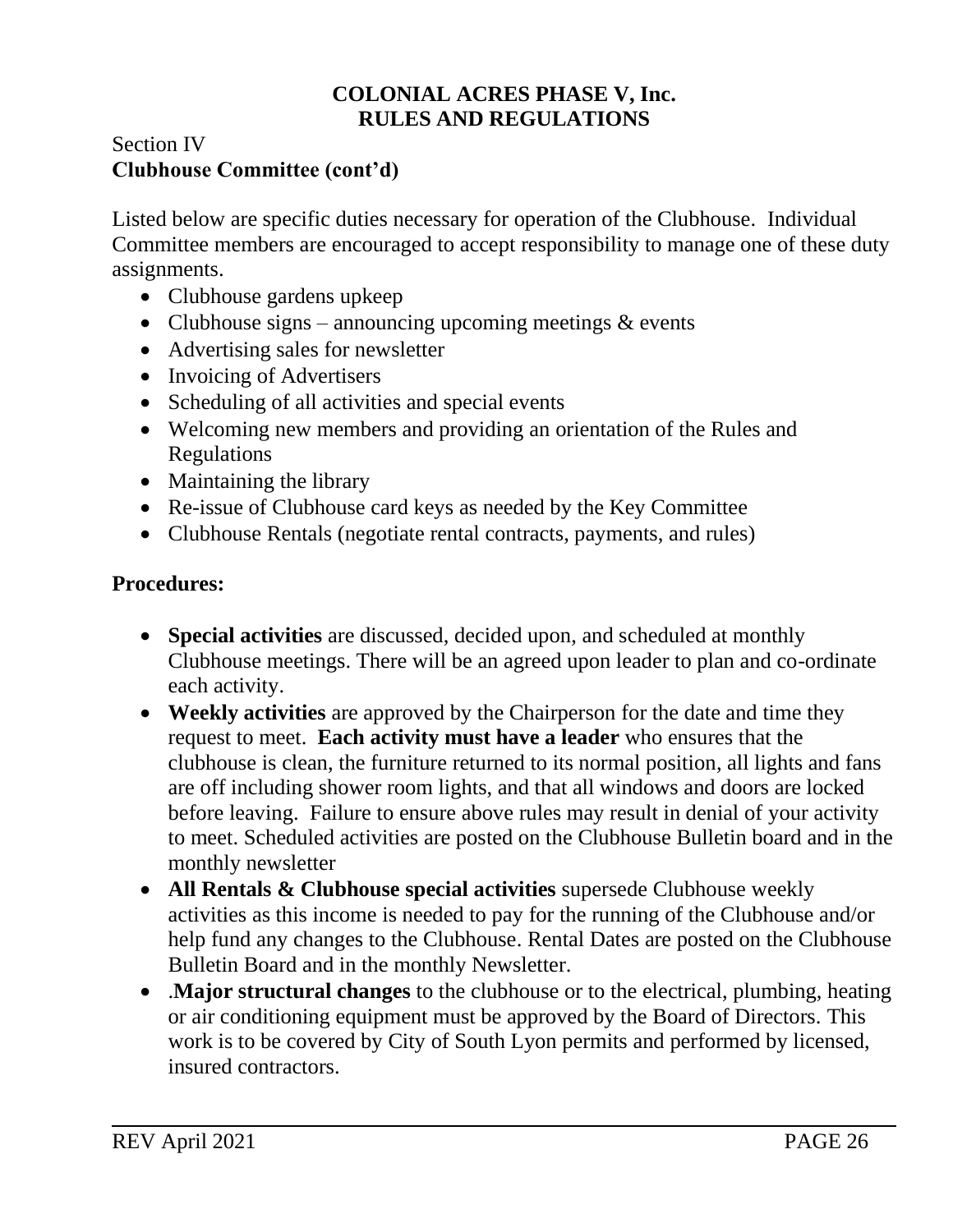**COLONIAL ACRES PHASE V, Inc.**
**RULES AND REGULATIONS**

Section IV
**Clubhouse Committee (cont'd)**

Listed below are specific duties necessary for operation of the Clubhouse. Individual Committee members are encouraged to accept responsibility to manage one of these duty assignments.

- Clubhouse gardens upkeep
- Clubhouse signs – announcing upcoming meetings & events
- Advertising sales for newsletter
- Invoicing of Advertisers
- Scheduling of all activities and special events
- Welcoming new members and providing an orientation of the Rules and Regulations
- Maintaining the library
- Re-issue of Clubhouse card keys as needed by the Key Committee
- Clubhouse Rentals (negotiate rental contracts, payments, and rules)

**Procedures:**

- **Special activities** are discussed, decided upon, and scheduled at monthly Clubhouse meetings. There will be an agreed upon leader to plan and co-ordinate each activity.
- **Weekly activities** are approved by the Chairperson for the date and time they request to meet. **Each activity must have a leader** who ensures that the clubhouse is clean, the furniture returned to its normal position, all lights and fans are off including shower room lights, and that all windows and doors are locked before leaving. Failure to ensure above rules may result in denial of your activity to meet. Scheduled activities are posted on the Clubhouse Bulletin board and in the monthly newsletter
- **All Rentals & Clubhouse special activities** supersede Clubhouse weekly activities as this income is needed to pay for the running of the Clubhouse and/or help fund any changes to the Clubhouse. Rental Dates are posted on the Clubhouse Bulletin Board and in the monthly Newsletter.
- .**Major structural changes** to the clubhouse or to the electrical, plumbing, heating or air conditioning equipment must be approved by the Board of Directors. This work is to be covered by City of South Lyon permits and performed by licensed, insured contractors.

REV April 2021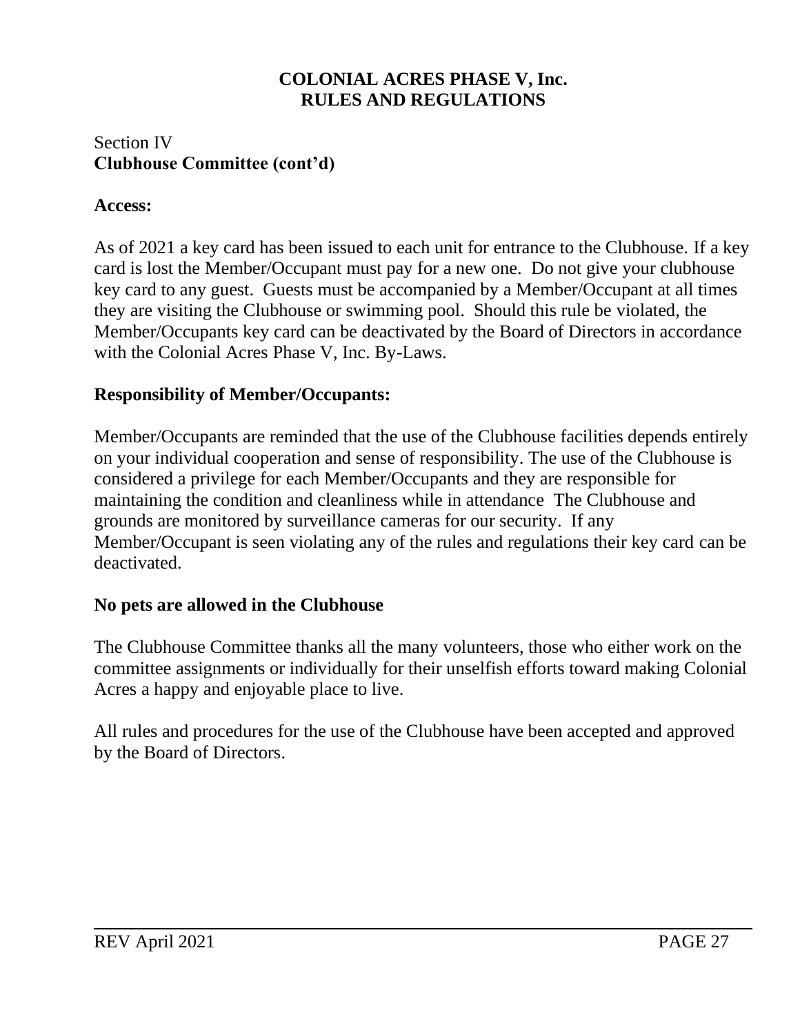# COLONIAL ACRES PHASE V, Inc.
# RULES AND REGULATIONS

Section IV
**Clubhouse Committee (cont'd)**

**Access:**

As of 2021 a key card has been issued to each unit for entrance to the Clubhouse. If a key card is lost the Member/Occupant must pay for a new one. Do not give your clubhouse key card to any guest. Guests must be accompanied by a Member/Occupant at all times they are visiting the Clubhouse or swimming pool. Should this rule be violated, the Member/Occupants key card can be deactivated by the Board of Directors in accordance with the Colonial Acres Phase V, Inc. By-Laws.

**Responsibility of Member/Occupants:**

Member/Occupants are reminded that the use of the Clubhouse facilities depends entirely on your individual cooperation and sense of responsibility. The use of the Clubhouse is considered a privilege for each Member/Occupants and they are responsible for maintaining the condition and cleanliness while in attendance The Clubhouse and grounds are monitored by surveillance cameras for our security. If any Member/Occupant is seen violating any of the rules and regulations their key card can be deactivated.

**No pets are allowed in the Clubhouse**

The Clubhouse Committee thanks all the many volunteers, those who either work on the committee assignments or individually for their unselfish efforts toward making Colonial Acres a happy and enjoyable place to live.

All rules and procedures for the use of the Clubhouse have been accepted and approved by the Board of Directors.